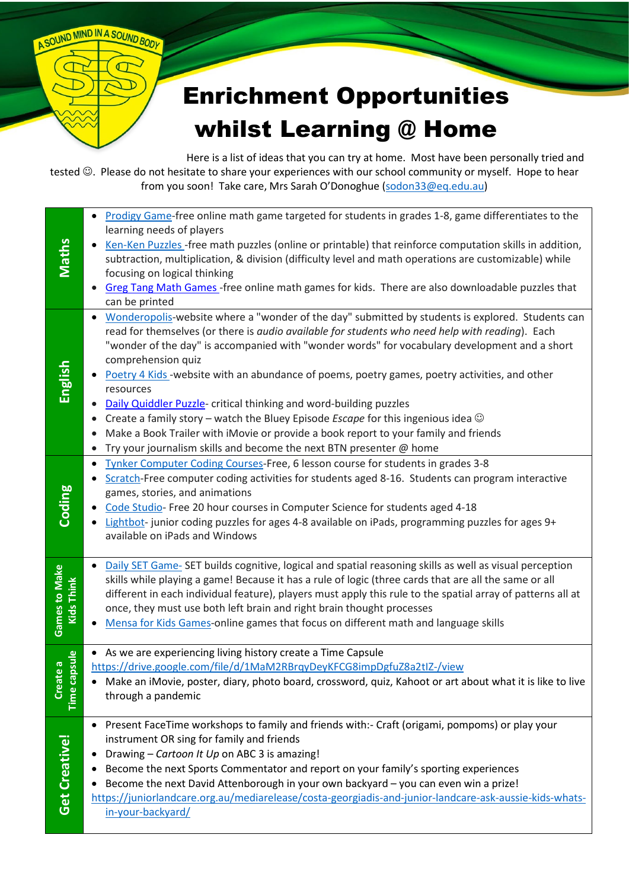A SOUND MIND IN A SOUND BODY

# Enrichment Opportunities whilst Learning @ Home

Here is a list of ideas that you can try at home. Most have been personally tried and tested ☺. Please do not hesitate to share your experiences with our school community or myself. Hope to hear from you soon! Take care, Mrs Sarah O'Donoghue (sodon33@eq.edu.au)

| | |
|---|---|
| **Maths** | • Prodigy Game-free online math game targeted for students in grades 1-8, game differentiates to the learning needs of players<br>• Ken-Ken Puzzles -free math puzzles (online or printable) that reinforce computation skills in addition, subtraction, multiplication, & division (difficulty level and math operations are customizable) while focusing on logical thinking<br>• Greg Tang Math Games -free online math games for kids. There are also downloadable puzzles that can be printed |
| **English** | • Wonderopolis-website where a "wonder of the day" submitted by students is explored. Students can read for themselves (or there is *audio available for students who need help with reading*). Each "wonder of the day" is accompanied with "wonder words" for vocabulary development and a short comprehension quiz<br>• Poetry 4 Kids -website with an abundance of poems, poetry games, poetry activities, and other resources<br>• Daily Quiddler Puzzle- critical thinking and word-building puzzles<br>• Create a family story – watch the Bluey Episode *Escape* for this ingenious idea ☺<br>• Make a Book Trailer with iMovie or provide a book report to your family and friends<br>• Try your journalism skills and become the next BTN presenter @ home |
| **Coding** | • Tynker Computer Coding Courses-Free, 6 lesson course for students in grades 3-8<br>• Scratch-Free computer coding activities for students aged 8-16. Students can program interactive games, stories, and animations<br>• Code Studio- Free 20 hour courses in Computer Science for students aged 4-18<br>• Lightbot- junior coding puzzles for ages 4-8 available on iPads, programming puzzles for ages 9+ available on iPads and Windows |
| **Games to Make Kids Think** | • Daily SET Game- SET builds cognitive, logical and spatial reasoning skills as well as visual perception skills while playing a game! Because it has a rule of logic (three cards that are all the same or all different in each individual feature), players must apply this rule to the spatial array of patterns all at once, they must use both left brain and right brain thought processes<br>• Mensa for Kids Games-online games that focus on different math and language skills |
| **Create a Time capsule** | • As we are experiencing living history create a Time Capsule https://drive.google.com/file/d/1MaM2RBrqyDeyKFCG8impDgfuZ8a2tIZ-/view<br>• Make an iMovie, poster, diary, photo board, crossword, quiz, Kahoot or art about what it is like to live through a pandemic |
| **Get Creative!** | • Present FaceTime workshops to family and friends with:- Craft (origami, pompoms) or play your instrument OR sing for family and friends<br>• Drawing – *Cartoon It Up* on ABC 3 is amazing!<br>• Become the next Sports Commentator and report on your family's sporting experiences<br>• Become the next David Attenborough in your own backyard – you can even win a prize! https://juniorlandcare.org.au/mediarelease/costa-georgiadis-and-junior-landcare-ask-aussie-kids-whats-in-your-backyard/ |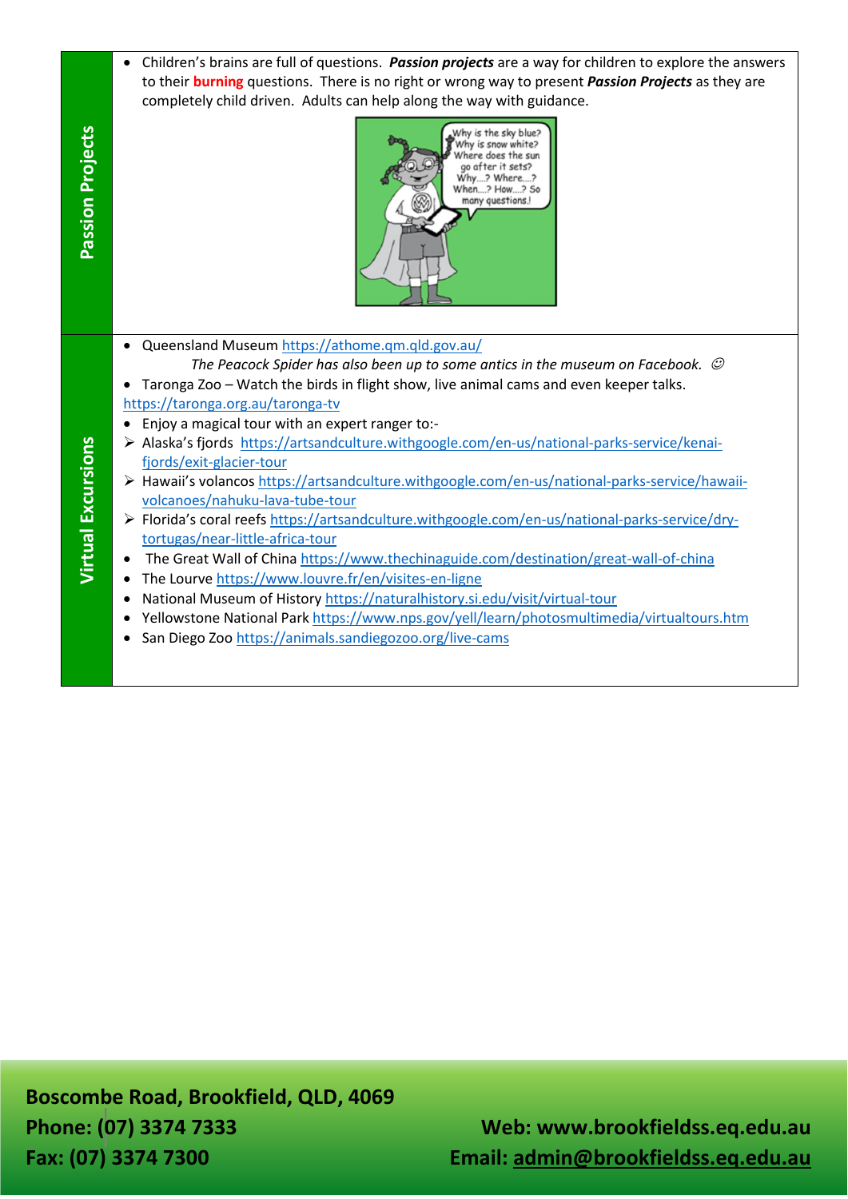## Passion Projects

- Children's brains are full of questions. ***Passion projects*** are a way for children to explore the answers to their **burning** questions. There is no right or wrong way to present ***Passion Projects*** as they are completely child driven. Adults can help along the way with guidance.

## Virtual Excursions

- Queensland Museum https://athome.qm.qld.gov.au/

  *The Peacock Spider has also been up to some antics in the museum on Facebook.* ☺
- Taronga Zoo – Watch the birds in flight show, live animal cams and even keeper talks. https://taronga.org.au/taronga-tv
- Enjoy a magical tour with an expert ranger to:-
  - Alaska's fjords https://artsandculture.withgoogle.com/en-us/national-parks-service/kenai-fjords/exit-glacier-tour
  - Hawaii's volancos https://artsandculture.withgoogle.com/en-us/national-parks-service/hawaii-volcanoes/nahuku-lava-tube-tour
  - Florida's coral reefs https://artsandculture.withgoogle.com/en-us/national-parks-service/dry-tortugas/near-little-africa-tour
- The Great Wall of China https://www.thechinaguide.com/destination/great-wall-of-china
- The Louvre https://www.louvre.fr/en/visites-en-ligne
- National Museum of History https://naturalhistory.si.edu/visit/virtual-tour
- Yellowstone National Park https://www.nps.gov/yell/learn/photosmultimedia/virtualtours.htm
- San Diego Zoo https://animals.sandiegozoo.org/live-cams

**Boscombe Road, Brookfield, QLD, 4069**
**Phone: (07) 3374 7333**
**Fax: (07) 3374 7300**

**Web: www.brookfieldss.eq.edu.au**
**Email: admin@brookfieldss.eq.edu.au**